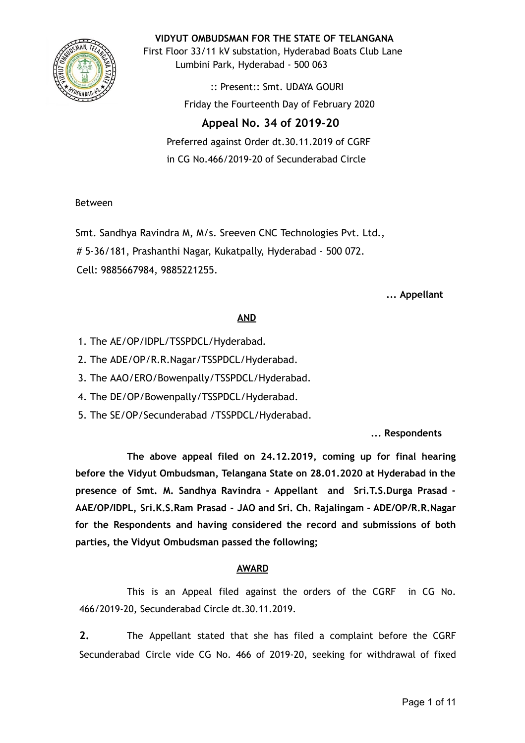**VIDYUT OMBUDSMAN FOR THE STATE OF TELANGANA**

First Floor 33/11 kV substation, Hyderabad Boats Club Lane
Lumbini Park, Hyderabad - 500 063

:: Present:: Smt. UDAYA GOURI

Friday the Fourteenth Day of February 2020

## Appeal No. 34 of 2019-20

Preferred against Order dt.30.11.2019 of CGRF
in CG No.466/2019-20 of Secunderabad Circle

Between

Smt. Sandhya Ravindra M, M/s. Sreeven CNC Technologies Pvt. Ltd.,
# 5-36/181, Prashanthi Nagar, Kukatpally, Hyderabad - 500 072.
Cell: 9885667984, 9885221255.

**... Appellant**

**AND**

1. The AE/OP/IDPL/TSSPDCL/Hyderabad.
2. The ADE/OP/R.R.Nagar/TSSPDCL/Hyderabad.
3. The AAO/ERO/Bowenpally/TSSPDCL/Hyderabad.
4. The DE/OP/Bowenpally/TSSPDCL/Hyderabad.
5. The SE/OP/Secunderabad /TSSPDCL/Hyderabad.

**... Respondents**

**The above appeal filed on 24.12.2019, coming up for final hearing before the Vidyut Ombudsman, Telangana State on 28.01.2020 at Hyderabad in the presence of Smt. M. Sandhya Ravindra - Appellant and Sri.T.S.Durga Prasad - AAE/OP/IDPL, Sri.K.S.Ram Prasad - JAO and Sri. Ch. Rajalingam - ADE/OP/R.R.Nagar for the Respondents and having considered the record and submissions of both parties, the Vidyut Ombudsman passed the following;**

**AWARD**

This is an Appeal filed against the orders of the CGRF in CG No. 466/2019-20, Secunderabad Circle dt.30.11.2019.

**2.** The Appellant stated that she has filed a complaint before the CGRF Secunderabad Circle vide CG No. 466 of 2019-20, seeking for withdrawal of fixed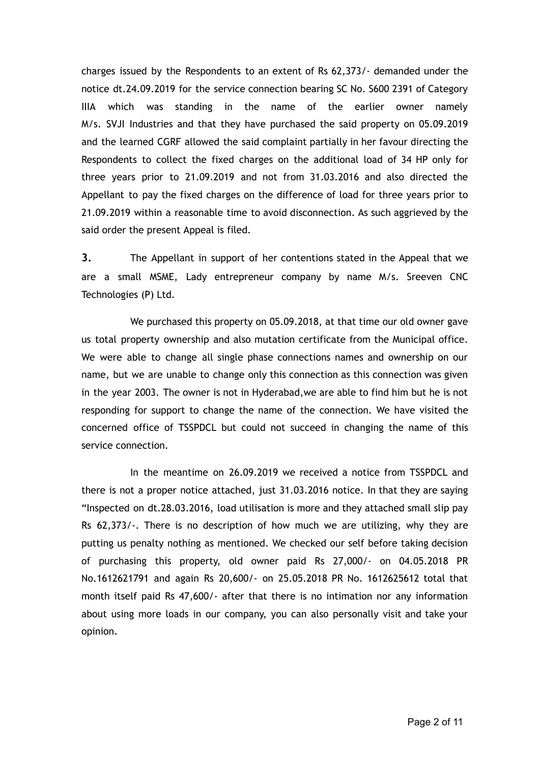charges issued by the Respondents to an extent of Rs 62,373/- demanded under the notice dt.24.09.2019 for the service connection bearing SC No. S600 2391 of Category IIIA which was standing in the name of the earlier owner namely M/s. SVJI Industries and that they have purchased the said property on 05.09.2019 and the learned CGRF allowed the said complaint partially in her favour directing the Respondents to collect the fixed charges on the additional load of 34 HP only for three years prior to 21.09.2019 and not from 31.03.2016 and also directed the Appellant to pay the fixed charges on the difference of load for three years prior to 21.09.2019 within a reasonable time to avoid disconnection. As such aggrieved by the said order the present Appeal is filed.

**3.** The Appellant in support of her contentions stated in the Appeal that we are a small MSME, Lady entrepreneur company by name M/s. Sreeven CNC Technologies (P) Ltd.

We purchased this property on 05.09.2018, at that time our old owner gave us total property ownership and also mutation certificate from the Municipal office. We were able to change all single phase connections names and ownership on our name, but we are unable to change only this connection as this connection was given in the year 2003. The owner is not in Hyderabad,we are able to find him but he is not responding for support to change the name of the connection. We have visited the concerned office of TSSPDCL but could not succeed in changing the name of this service connection.

In the meantime on 26.09.2019 we received a notice from TSSPDCL and there is not a proper notice attached, just 31.03.2016 notice. In that they are saying "Inspected on dt.28.03.2016, load utilisation is more and they attached small slip pay Rs 62,373/-. There is no description of how much we are utilizing, why they are putting us penalty nothing as mentioned. We checked our self before taking decision of purchasing this property, old owner paid Rs 27,000/- on 04.05.2018 PR No.1612621791 and again Rs 20,600/- on 25.05.2018 PR No. 1612625612 total that month itself paid Rs 47,600/- after that there is no intimation nor any information about using more loads in our company, you can also personally visit and take your opinion.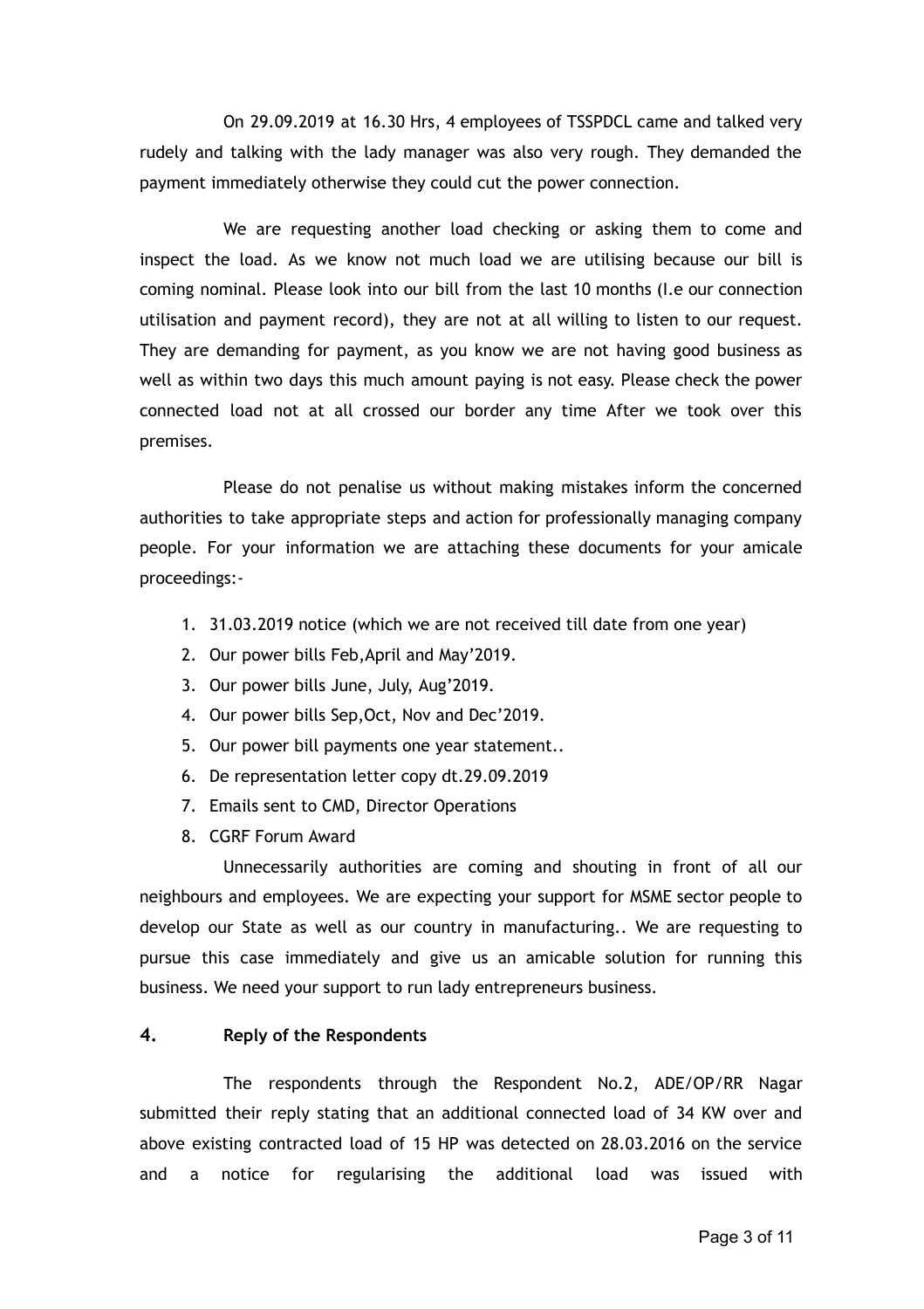On 29.09.2019 at 16.30 Hrs, 4 employees of TSSPDCL came and talked very rudely and talking with the lady manager was also very rough. They demanded the payment immediately otherwise they could cut the power connection.

We are requesting another load checking or asking them to come and inspect the load. As we know not much load we are utilising because our bill is coming nominal. Please look into our bill from the last 10 months (I.e our connection utilisation and payment record), they are not at all willing to listen to our request. They are demanding for payment, as you know we are not having good business as well as within two days this much amount paying is not easy. Please check the power connected load not at all crossed our border any time After we took over this premises.

Please do not penalise us without making mistakes inform the concerned authorities to take appropriate steps and action for professionally managing company people. For your information we are attaching these documents for your amicale proceedings:-

1. 31.03.2019 notice (which we are not received till date from one year)
2. Our power bills Feb,April and May'2019.
3. Our power bills June, July, Aug'2019.
4. Our power bills Sep,Oct, Nov and Dec'2019.
5. Our power bill payments one year statement..
6. De representation letter copy dt.29.09.2019
7. Emails sent to CMD, Director Operations
8. CGRF Forum Award

Unnecessarily authorities are coming and shouting in front of all our neighbours and employees. We are expecting your support for MSME sector people to develop our State as well as our country in manufacturing.. We are requesting to pursue this case immediately and give us an amicable solution for running this business. We need your support to run lady entrepreneurs business.

**4. Reply of the Respondents**

The respondents through the Respondent No.2, ADE/OP/RR Nagar submitted their reply stating that an additional connected load of 34 KW over and above existing contracted load of 15 HP was detected on 28.03.2016 on the service and a notice for regularising the additional load was issued with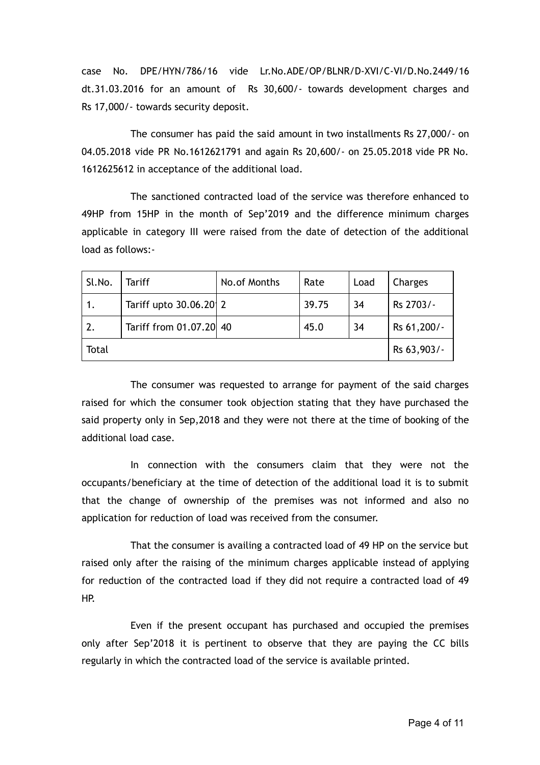case No. DPE/HYN/786/16 vide Lr.No.ADE/OP/BLNR/D-XVI/C-VI/D.No.2449/16 dt.31.03.2016 for an amount of Rs 30,600/- towards development charges and Rs 17,000/- towards security deposit.

The consumer has paid the said amount in two installments Rs 27,000/- on 04.05.2018 vide PR No.1612621791 and again Rs 20,600/- on 25.05.2018 vide PR No. 1612625612 in acceptance of the additional load.

The sanctioned contracted load of the service was therefore enhanced to 49HP from 15HP in the month of Sep'2019 and the difference minimum charges applicable in category III were raised from the date of detection of the additional load as follows:-

| Sl.No. | Tariff | No.of Months | Rate | Load | Charges |
|---|---|---|---|---|---|
| 1. | Tariff upto 30.06.20 | 2 | 39.75 | 34 | Rs 2703/- |
| 2. | Tariff from 01.07.20 | 40 | 45.0 | 34 | Rs 61,200/- |
| Total | | | | | Rs 63,903/- |

The consumer was requested to arrange for payment of the said charges raised for which the consumer took objection stating that they have purchased the said property only in Sep,2018 and they were not there at the time of booking of the additional load case.

In connection with the consumers claim that they were not the occupants/beneficiary at the time of detection of the additional load it is to submit that the change of ownership of the premises was not informed and also no application for reduction of load was received from the consumer.

That the consumer is availing a contracted load of 49 HP on the service but raised only after the raising of the minimum charges applicable instead of applying for reduction of the contracted load if they did not require a contracted load of 49 HP.

Even if the present occupant has purchased and occupied the premises only after Sep'2018 it is pertinent to observe that they are paying the CC bills regularly in which the contracted load of the service is available printed.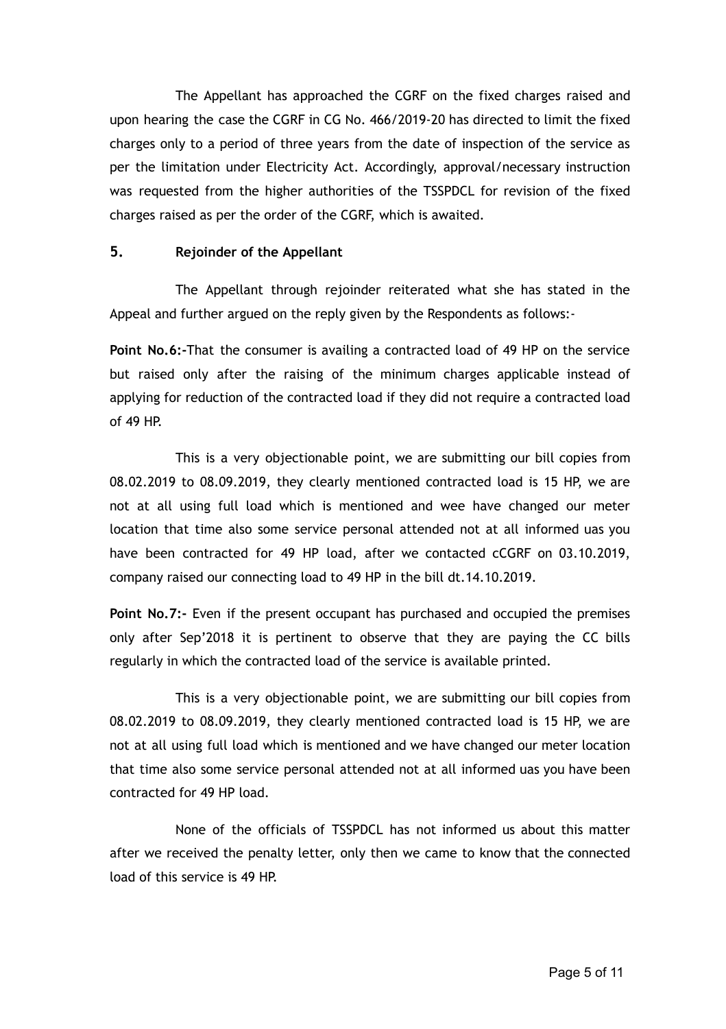The Appellant has approached the CGRF on the fixed charges raised and upon hearing the case the CGRF in CG No. 466/2019-20 has directed to limit the fixed charges only to a period of three years from the date of inspection of the service as per the limitation under Electricity Act. Accordingly, approval/necessary instruction was requested from the higher authorities of the TSSPDCL for revision of the fixed charges raised as per the order of the CGRF, which is awaited.

## 5. Rejoinder of the Appellant

The Appellant through rejoinder reiterated what she has stated in the Appeal and further argued on the reply given by the Respondents as follows:-

**Point No.6:-**That the consumer is availing a contracted load of 49 HP on the service but raised only after the raising of the minimum charges applicable instead of applying for reduction of the contracted load if they did not require a contracted load of 49 HP.

This is a very objectionable point, we are submitting our bill copies from 08.02.2019 to 08.09.2019, they clearly mentioned contracted load is 15 HP, we are not at all using full load which is mentioned and wee have changed our meter location that time also some service personal attended not at all informed uas you have been contracted for 49 HP load, after we contacted cCGRF on 03.10.2019, company raised our connecting load to 49 HP in the bill dt.14.10.2019.

**Point No.7:-** Even if the present occupant has purchased and occupied the premises only after Sep'2018 it is pertinent to observe that they are paying the CC bills regularly in which the contracted load of the service is available printed.

This is a very objectionable point, we are submitting our bill copies from 08.02.2019 to 08.09.2019, they clearly mentioned contracted load is 15 HP, we are not at all using full load which is mentioned and we have changed our meter location that time also some service personal attended not at all informed uas you have been contracted for 49 HP load.

None of the officials of TSSPDCL has not informed us about this matter after we received the penalty letter, only then we came to know that the connected load of this service is 49 HP.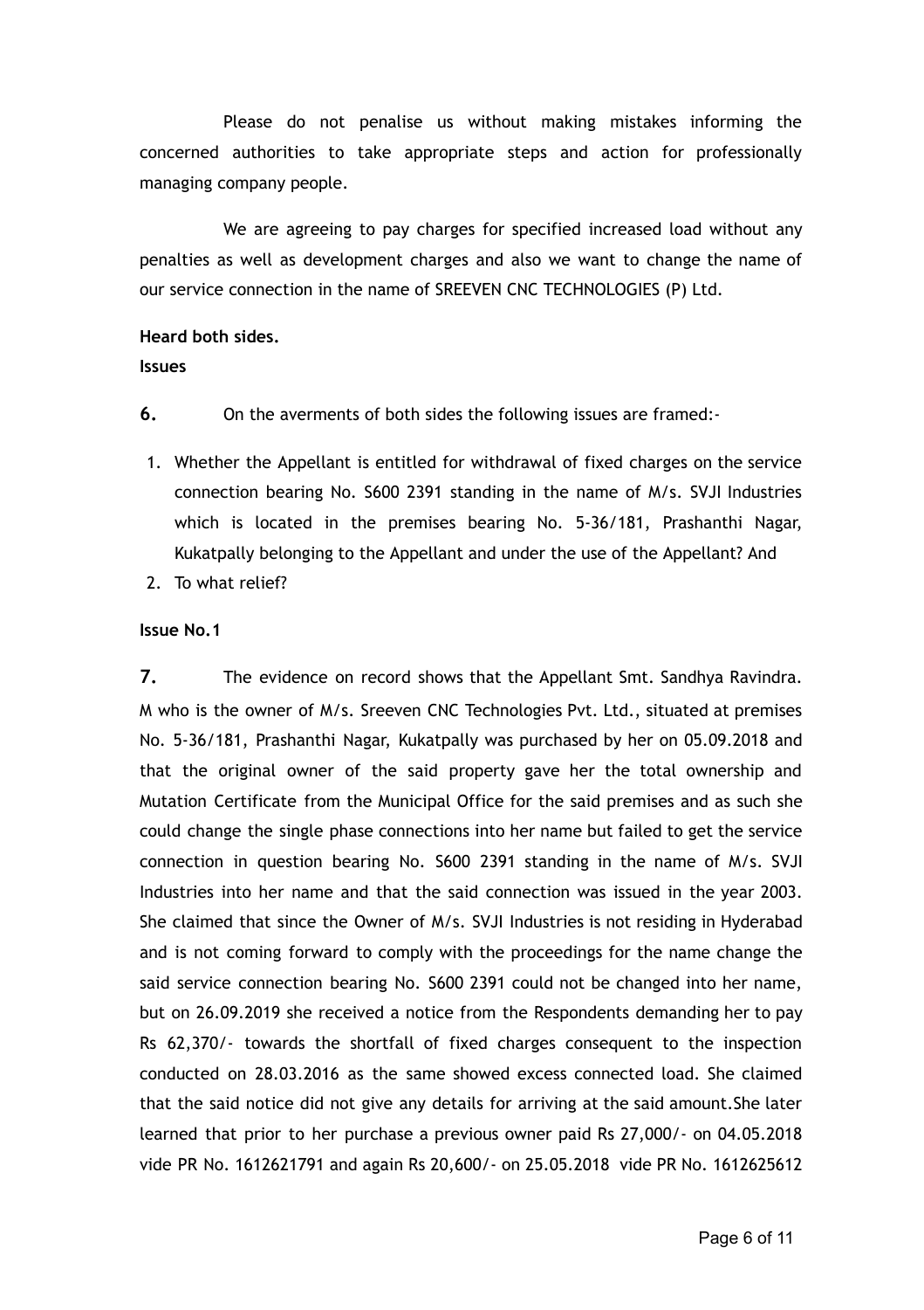Please do not penalise us without making mistakes informing the concerned authorities to take appropriate steps and action for professionally managing company people.

We are agreeing to pay charges for specified increased load without any penalties as well as development charges and also we want to change the name of our service connection in the name of SREEVEN CNC TECHNOLOGIES (P) Ltd.

**Heard both sides.**

**Issues**

**6.** On the averments of both sides the following issues are framed:-

1. Whether the Appellant is entitled for withdrawal of fixed charges on the service connection bearing No. S600 2391 standing in the name of M/s. SVJI Industries which is located in the premises bearing No. 5-36/181, Prashanthi Nagar, Kukatpally belonging to the Appellant and under the use of the Appellant? And
2. To what relief?

**Issue No.1**

**7.** The evidence on record shows that the Appellant Smt. Sandhya Ravindra. M who is the owner of M/s. Sreeven CNC Technologies Pvt. Ltd., situated at premises No. 5-36/181, Prashanthi Nagar, Kukatpally was purchased by her on 05.09.2018 and that the original owner of the said property gave her the total ownership and Mutation Certificate from the Municipal Office for the said premises and as such she could change the single phase connections into her name but failed to get the service connection in question bearing No. S600 2391 standing in the name of M/s. SVJI Industries into her name and that the said connection was issued in the year 2003. She claimed that since the Owner of M/s. SVJI Industries is not residing in Hyderabad and is not coming forward to comply with the proceedings for the name change the said service connection bearing No. S600 2391 could not be changed into her name, but on 26.09.2019 she received a notice from the Respondents demanding her to pay Rs 62,370/- towards the shortfall of fixed charges consequent to the inspection conducted on 28.03.2016 as the same showed excess connected load. She claimed that the said notice did not give any details for arriving at the said amount.She later learned that prior to her purchase a previous owner paid Rs 27,000/- on 04.05.2018 vide PR No. 1612621791 and again Rs 20,600/- on 25.05.2018 vide PR No. 1612625612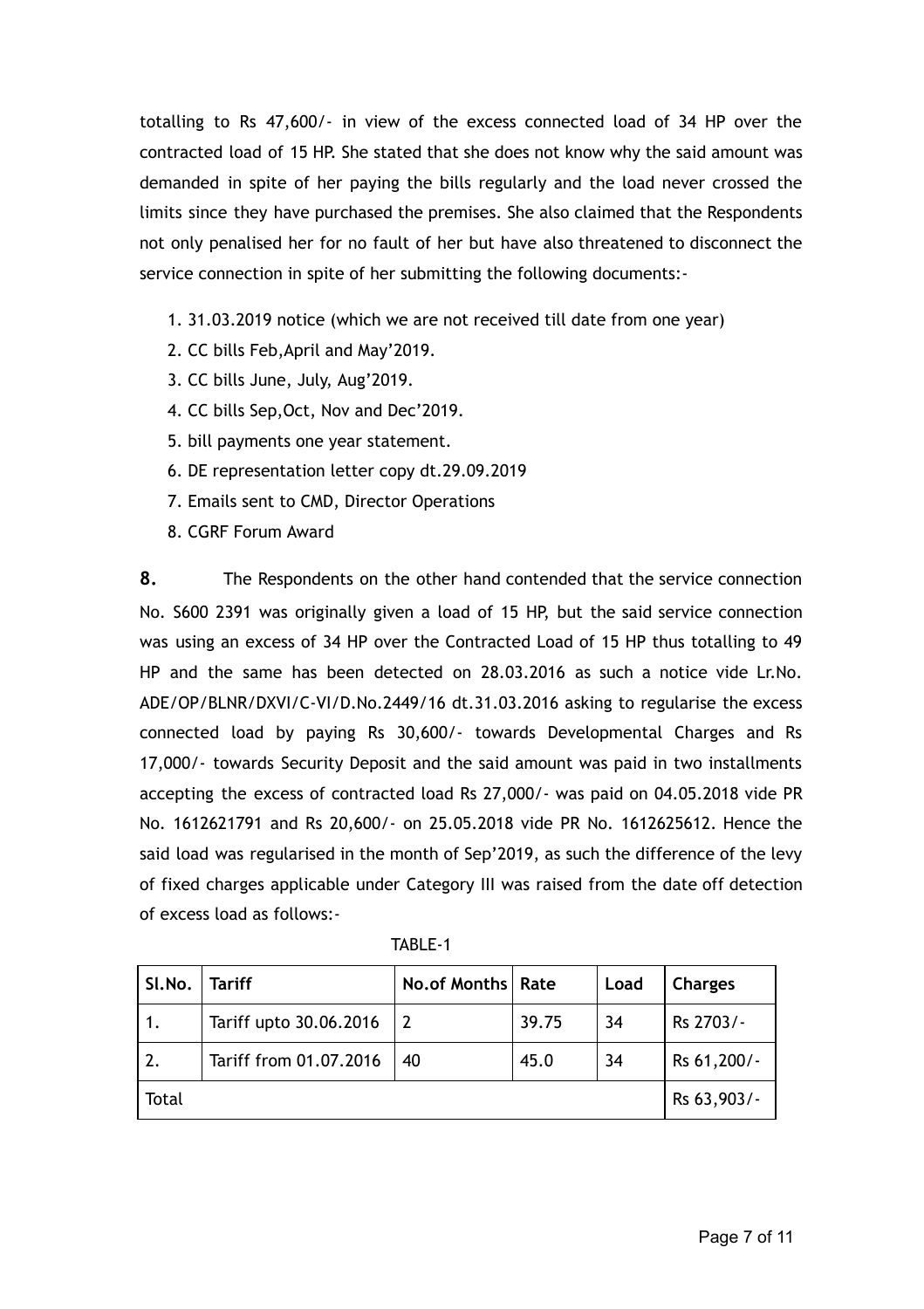totalling to Rs 47,600/- in view of the excess connected load of 34 HP over the contracted load of 15 HP. She stated that she does not know why the said amount was demanded in spite of her paying the bills regularly and the load never crossed the limits since they have purchased the premises. She also claimed that the Respondents not only penalised her for no fault of her but have also threatened to disconnect the service connection in spite of her submitting the following documents:-

1. 31.03.2019 notice (which we are not received till date from one year)
2. CC bills Feb,April and May'2019.
3. CC bills June, July, Aug'2019.
4. CC bills Sep,Oct, Nov and Dec'2019.
5. bill payments one year statement.
6. DE representation letter copy dt.29.09.2019
7. Emails sent to CMD, Director Operations
8. CGRF Forum Award

**8.** The Respondents on the other hand contended that the service connection No. S600 2391 was originally given a load of 15 HP, but the said service connection was using an excess of 34 HP over the Contracted Load of 15 HP thus totalling to 49 HP and the same has been detected on 28.03.2016 as such a notice vide Lr.No. ADE/OP/BLNR/DXVI/C-VI/D.No.2449/16 dt.31.03.2016 asking to regularise the excess connected load by paying Rs 30,600/- towards Developmental Charges and Rs 17,000/- towards Security Deposit and the said amount was paid in two installments accepting the excess of contracted load Rs 27,000/- was paid on 04.05.2018 vide PR No. 1612621791 and Rs 20,600/- on 25.05.2018 vide PR No. 1612625612. Hence the said load was regularised in the month of Sep'2019, as such the difference of the levy of fixed charges applicable under Category III was raised from the date off detection of excess load as follows:-

TABLE-1

| Sl.No. | Tariff | No.of Months | Rate | Load | Charges |
|---|---|---|---|---|---|
| 1. | Tariff upto 30.06.2016 | 2 | 39.75 | 34 | Rs 2703/- |
| 2. | Tariff from 01.07.2016 | 40 | 45.0 | 34 | Rs 61,200/- |
| Total | | | | | Rs 63,903/- |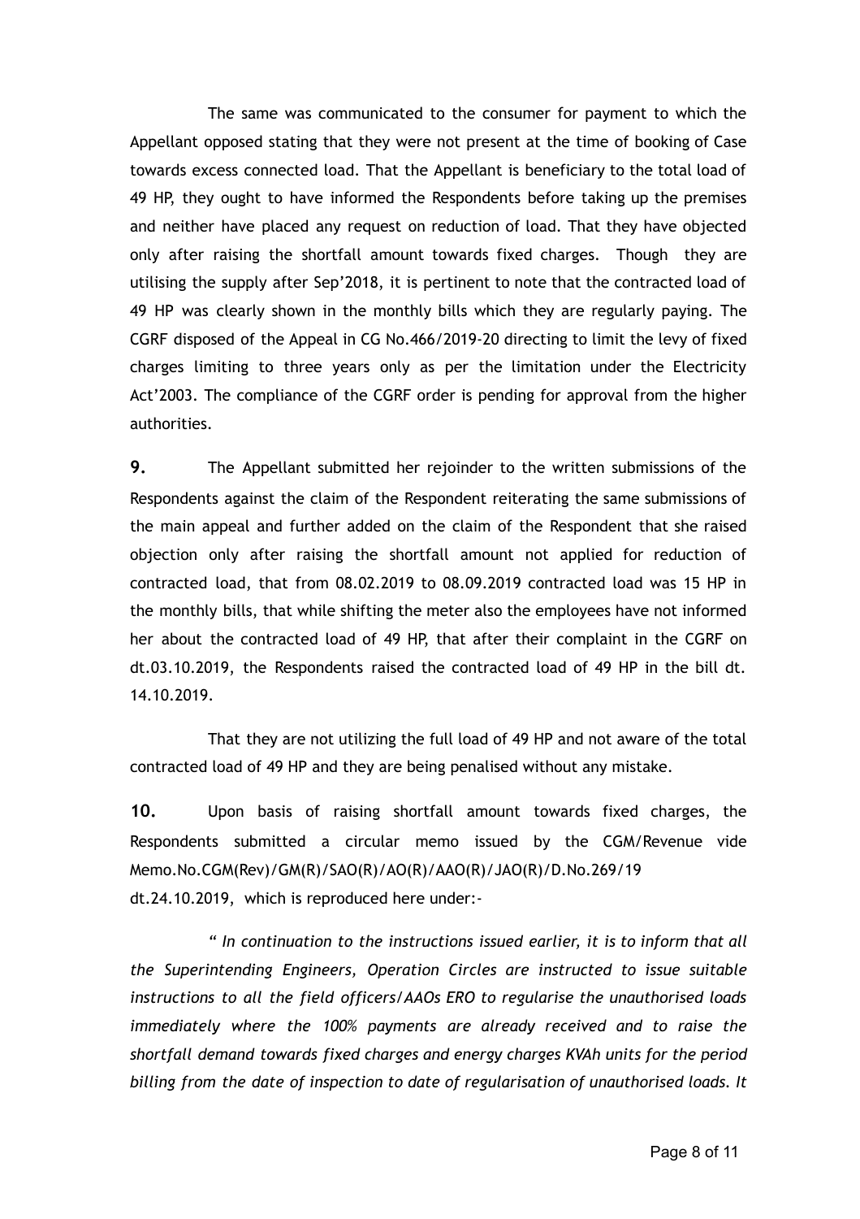The same was communicated to the consumer for payment to which the Appellant opposed stating that they were not present at the time of booking of Case towards excess connected load. That the Appellant is beneficiary to the total load of 49 HP, they ought to have informed the Respondents before taking up the premises and neither have placed any request on reduction of load. That they have objected only after raising the shortfall amount towards fixed charges. Though they are utilising the supply after Sep'2018, it is pertinent to note that the contracted load of 49 HP was clearly shown in the monthly bills which they are regularly paying. The CGRF disposed of the Appeal in CG No.466/2019-20 directing to limit the levy of fixed charges limiting to three years only as per the limitation under the Electricity Act'2003. The compliance of the CGRF order is pending for approval from the higher authorities.

**9.** The Appellant submitted her rejoinder to the written submissions of the Respondents against the claim of the Respondent reiterating the same submissions of the main appeal and further added on the claim of the Respondent that she raised objection only after raising the shortfall amount not applied for reduction of contracted load, that from 08.02.2019 to 08.09.2019 contracted load was 15 HP in the monthly bills, that while shifting the meter also the employees have not informed her about the contracted load of 49 HP, that after their complaint in the CGRF on dt.03.10.2019, the Respondents raised the contracted load of 49 HP in the bill dt. 14.10.2019.

That they are not utilizing the full load of 49 HP and not aware of the total contracted load of 49 HP and they are being penalised without any mistake.

**10.** Upon basis of raising shortfall amount towards fixed charges, the Respondents submitted a circular memo issued by the CGM/Revenue vide Memo.No.CGM(Rev)/GM(R)/SAO(R)/AO(R)/AAO(R)/JAO(R)/D.No.269/19 dt.24.10.2019, which is reproduced here under:-

*" In continuation to the instructions issued earlier, it is to inform that all the Superintending Engineers, Operation Circles are instructed to issue suitable instructions to all the field officers/AAOs ERO to regularise the unauthorised loads immediately where the 100% payments are already received and to raise the shortfall demand towards fixed charges and energy charges KVAh units for the period billing from the date of inspection to date of regularisation of unauthorised loads. It*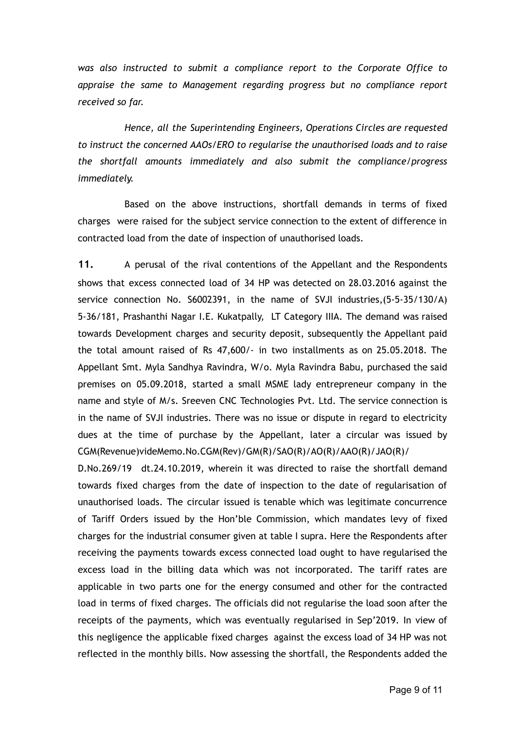*was also instructed to submit a compliance report to the Corporate Office to appraise the same to Management regarding progress but no compliance report received so far.*

*Hence, all the Superintending Engineers, Operations Circles are requested to instruct the concerned AAOs/ERO to regularise the unauthorised loads and to raise the shortfall amounts immediately and also submit the compliance/progress immediately.*

Based on the above instructions, shortfall demands in terms of fixed charges were raised for the subject service connection to the extent of difference in contracted load from the date of inspection of unauthorised loads.

**11.** A perusal of the rival contentions of the Appellant and the Respondents shows that excess connected load of 34 HP was detected on 28.03.2016 against the service connection No. S6002391, in the name of SVJI industries,(5-5-35/130/A) 5-36/181, Prashanthi Nagar I.E. Kukatpally, LT Category IIIA. The demand was raised towards Development charges and security deposit, subsequently the Appellant paid the total amount raised of Rs 47,600/- in two installments as on 25.05.2018. The Appellant Smt. Myla Sandhya Ravindra, W/o. Myla Ravindra Babu, purchased the said premises on 05.09.2018, started a small MSME lady entrepreneur company in the name and style of M/s. Sreeven CNC Technologies Pvt. Ltd. The service connection is in the name of SVJI industries. There was no issue or dispute in regard to electricity dues at the time of purchase by the Appellant, later a circular was issued by CGM(Revenue)videMemo.No.CGM(Rev)/GM(R)/SAO(R)/AO(R)/AAO(R)/JAO(R)/ D.No.269/19 dt.24.10.2019, wherein it was directed to raise the shortfall demand towards fixed charges from the date of inspection to the date of regularisation of unauthorised loads. The circular issued is tenable which was legitimate concurrence of Tariff Orders issued by the Hon'ble Commission, which mandates levy of fixed charges for the industrial consumer given at table I supra. Here the Respondents after receiving the payments towards excess connected load ought to have regularised the excess load in the billing data which was not incorporated. The tariff rates are applicable in two parts one for the energy consumed and other for the contracted load in terms of fixed charges. The officials did not regularise the load soon after the receipts of the payments, which was eventually regularised in Sep'2019. In view of this negligence the applicable fixed charges against the excess load of 34 HP was not reflected in the monthly bills. Now assessing the shortfall, the Respondents added the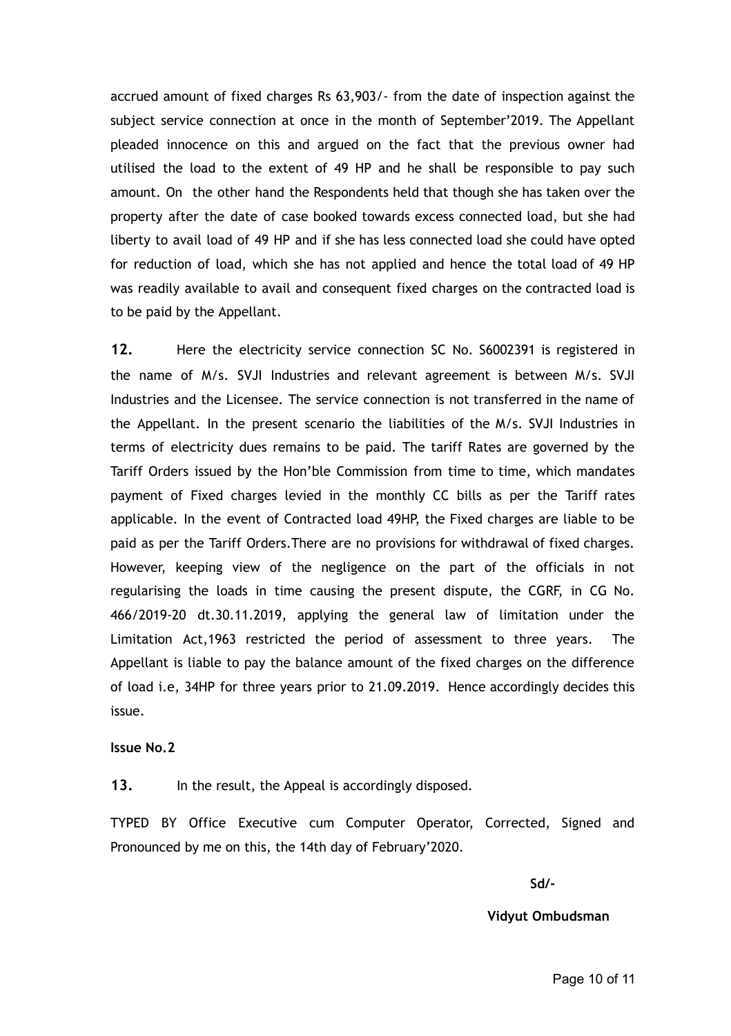accrued amount of fixed charges Rs 63,903/- from the date of inspection against the subject service connection at once in the month of September'2019. The Appellant pleaded innocence on this and argued on the fact that the previous owner had utilised the load to the extent of 49 HP and he shall be responsible to pay such amount. On the other hand the Respondents held that though she has taken over the property after the date of case booked towards excess connected load, but she had liberty to avail load of 49 HP and if she has less connected load she could have opted for reduction of load, which she has not applied and hence the total load of 49 HP was readily available to avail and consequent fixed charges on the contracted load is to be paid by the Appellant.

**12.** Here the electricity service connection SC No. S6002391 is registered in the name of M/s. SVJI Industries and relevant agreement is between M/s. SVJI Industries and the Licensee. The service connection is not transferred in the name of the Appellant. In the present scenario the liabilities of the M/s. SVJI Industries in terms of electricity dues remains to be paid. The tariff Rates are governed by the Tariff Orders issued by the Hon'ble Commission from time to time, which mandates payment of Fixed charges levied in the monthly CC bills as per the Tariff rates applicable. In the event of Contracted load 49HP, the Fixed charges are liable to be paid as per the Tariff Orders.There are no provisions for withdrawal of fixed charges. However, keeping view of the negligence on the part of the officials in not regularising the loads in time causing the present dispute, the CGRF, in CG No. 466/2019-20 dt.30.11.2019, applying the general law of limitation under the Limitation Act,1963 restricted the period of assessment to three years. The Appellant is liable to pay the balance amount of the fixed charges on the difference of load i.e, 34HP for three years prior to 21.09.2019. Hence accordingly decides this issue.

**Issue No.2**

**13.** In the result, the Appeal is accordingly disposed.

TYPED BY Office Executive cum Computer Operator, Corrected, Signed and Pronounced by me on this, the 14th day of February'2020.

**Sd/-**

**Vidyut Ombudsman**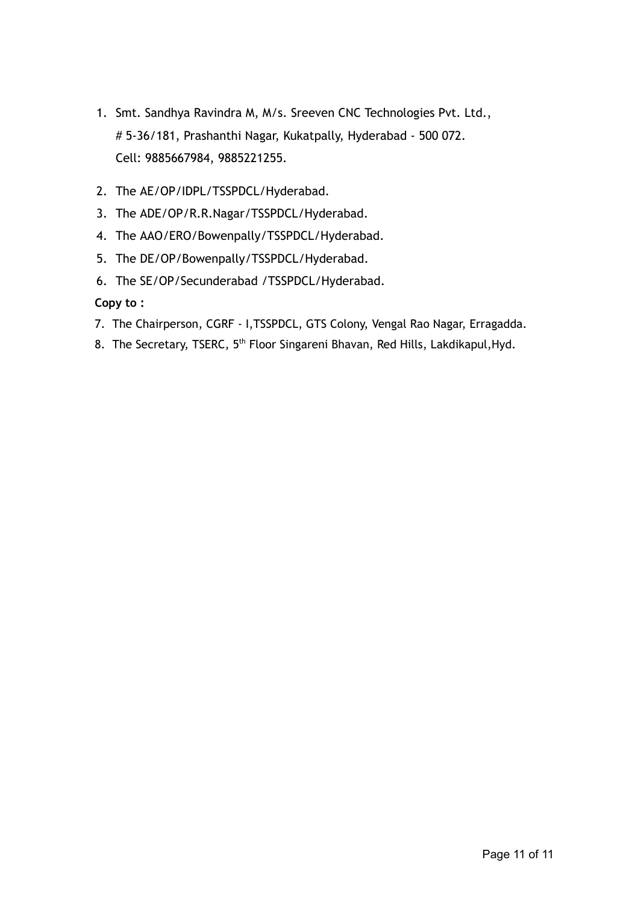1. Smt. Sandhya Ravindra M, M/s. Sreeven CNC Technologies Pvt. Ltd.,
   # 5-36/181, Prashanthi Nagar, Kukatpally, Hyderabad - 500 072.
   Cell: 9885667984, 9885221255.
2. The AE/OP/IDPL/TSSPDCL/Hyderabad.
3. The ADE/OP/R.R.Nagar/TSSPDCL/Hyderabad.
4. The AAO/ERO/Bowenpally/TSSPDCL/Hyderabad.
5. The DE/OP/Bowenpally/TSSPDCL/Hyderabad.
6. The SE/OP/Secunderabad /TSSPDCL/Hyderabad.

**Copy to :**

7. The Chairperson, CGRF - I,TSSPDCL, GTS Colony, Vengal Rao Nagar, Erragadda.
8. The Secretary, TSERC, 5th Floor Singareni Bhavan, Red Hills, Lakdikapul,Hyd.